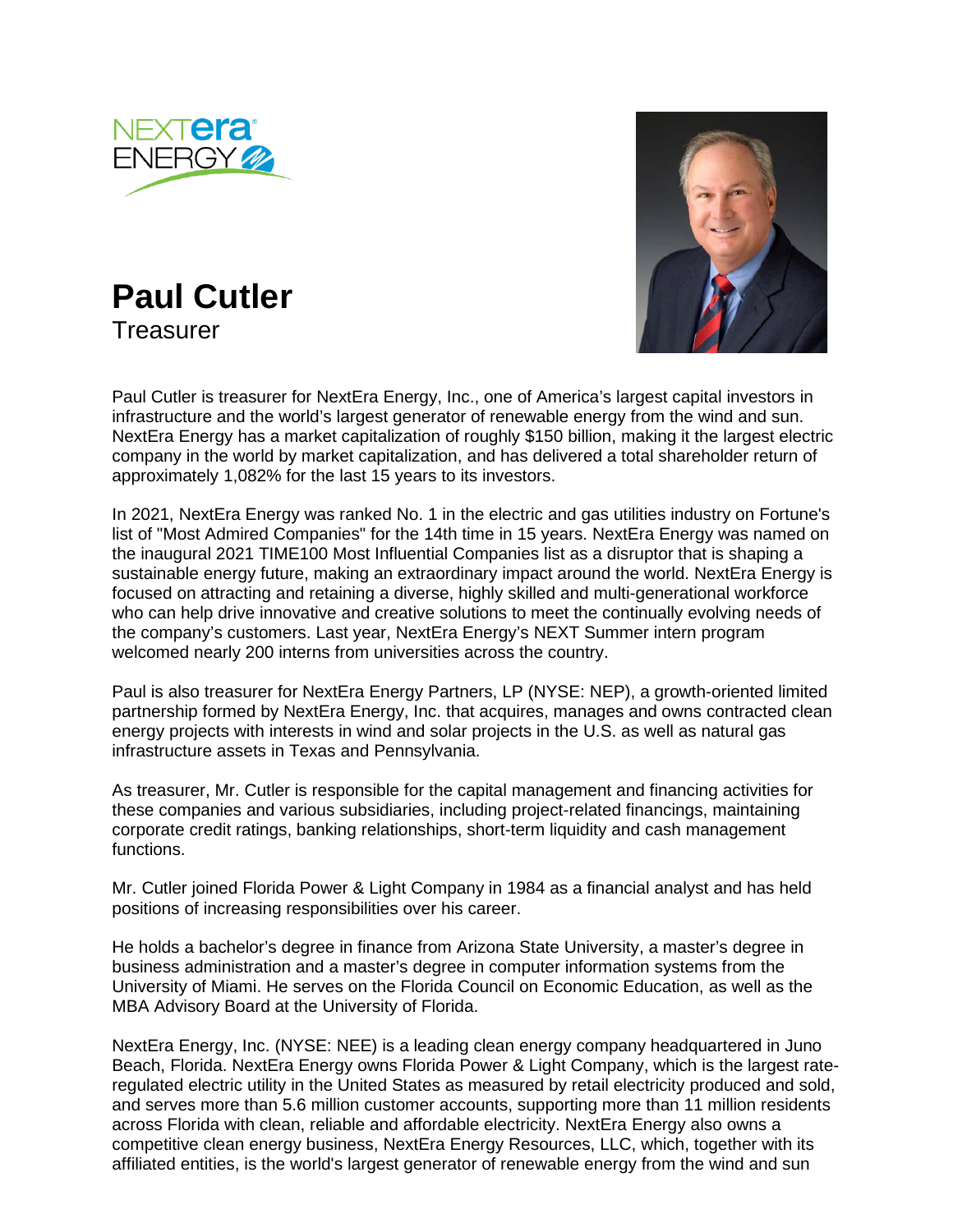# Paul Cutler

Treasurer

Paul Cutler is treasurer for NextEra Energy, Inc., one of America's largest capital investors in infrastructure and the world's largest generator of renewable energy from the wind and sun. NextEra Energy has a market capitalization of roughly $150 billion, making it the largest electric company in the world by market capitalization, and has delivered a total shareholder return of approximately 1,082% for the last 15 years to its investors.

In 2021, NextEra Energy was ranked No. 1 in the electric and gas utilities industry on Fortune's list of "Most Admired Companies" for the 14th time in 15 years. NextEra Energy was named on the inaugural 2021 TIME100 Most Influential Companies list as a disruptor that is shaping a sustainable energy future, making an extraordinary impact around the world. NextEra Energy is focused on attracting and retaining a diverse, highly skilled and multi-generational workforce who can help drive innovative and creative solutions to meet the continually evolving needs of the company's customers. Last year, NextEra Energy's NEXT Summer intern program welcomed nearly 200 interns from universities across the country.

Paul is also treasurer for NextEra Energy Partners, LP (NYSE: NEP), a growth-oriented limited partnership formed by NextEra Energy, Inc. that acquires, manages and owns contracted clean energy projects with interests in wind and solar projects in the U.S. as well as natural gas infrastructure assets in Texas and Pennsylvania.

As treasurer, Mr. Cutler is responsible for the capital management and financing activities for these companies and various subsidiaries, including project-related financings, maintaining corporate credit ratings, banking relationships, short-term liquidity and cash management functions.

Mr. Cutler joined Florida Power & Light Company in 1984 as a financial analyst and has held positions of increasing responsibilities over his career.

He holds a bachelor's degree in finance from Arizona State University, a master's degree in business administration and a master's degree in computer information systems from the University of Miami. He serves on the Florida Council on Economic Education, as well as the MBA Advisory Board at the University of Florida.

NextEra Energy, Inc. (NYSE: NEE) is a leading clean energy company headquartered in Juno Beach, Florida. NextEra Energy owns Florida Power & Light Company, which is the largest rate-regulated electric utility in the United States as measured by retail electricity produced and sold, and serves more than 5.6 million customer accounts, supporting more than 11 million residents across Florida with clean, reliable and affordable electricity. NextEra Energy also owns a competitive clean energy business, NextEra Energy Resources, LLC, which, together with its affiliated entities, is the world's largest generator of renewable energy from the wind and sun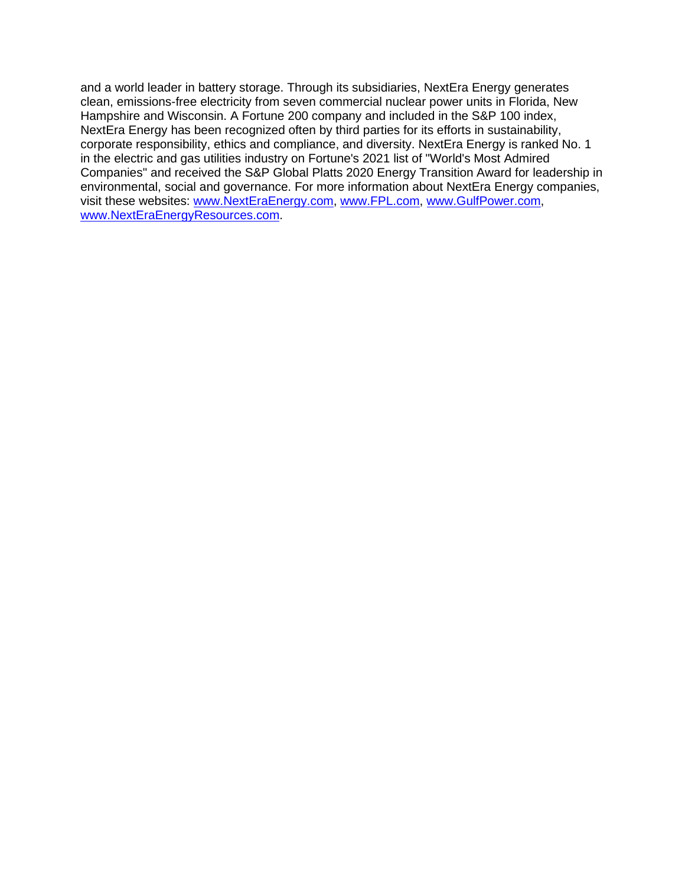and a world leader in battery storage. Through its subsidiaries, NextEra Energy generates clean, emissions-free electricity from seven commercial nuclear power units in Florida, New Hampshire and Wisconsin. A Fortune 200 company and included in the S&P 100 index, NextEra Energy has been recognized often by third parties for its efforts in sustainability, corporate responsibility, ethics and compliance, and diversity. NextEra Energy is ranked No. 1 in the electric and gas utilities industry on Fortune's 2021 list of "World's Most Admired Companies" and received the S&P Global Platts 2020 Energy Transition Award for leadership in environmental, social and governance. For more information about NextEra Energy companies, visit these websites: [www.NextEraEnergy.com](http://www.NextEraEnergy.com), [www.FPL.com](http://www.FPL.com), [www.GulfPower.com](http://www.GulfPower.com), [www.NextEraEnergyResources.com](http://www.NextEraEnergyResources.com).